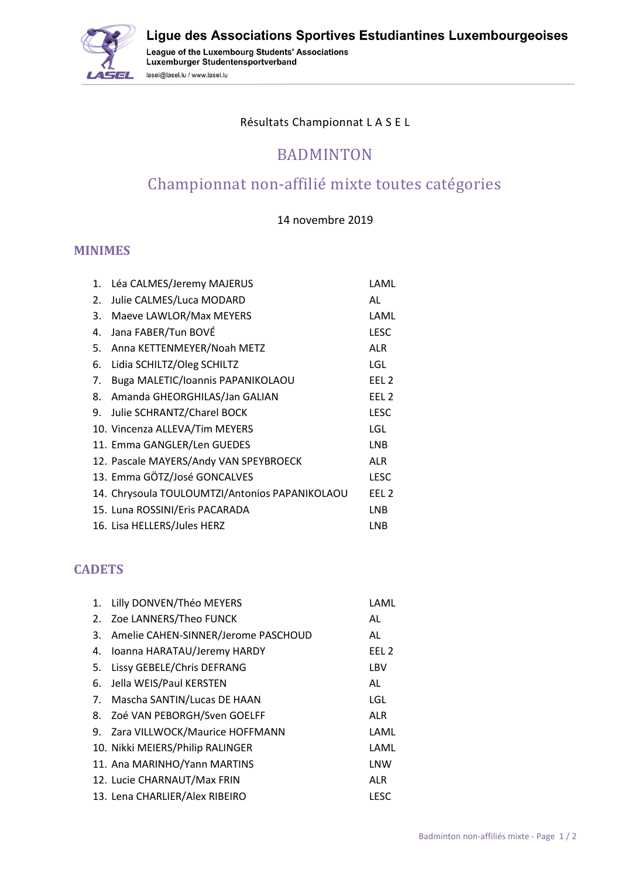# Ligue des Associations Sportives Estudiantines Luxembourgeoises

League of the Luxembourg Students' Associations
Luxemburger Studentensportverband
lasel@lasel.lu / www.lasel.lu

Résultats Championnat L A S E L

## BADMINTON

## Championnat non-affilié mixte toutes catégories

14 novembre 2019

### MINIMES

| | | |
|---|---|---|
| 1. | Léa CALMES/Jeremy MAJERUS | LAML |
| 2. | Julie CALMES/Luca MODARD | AL |
| 3. | Maeve LAWLOR/Max MEYERS | LAML |
| 4. | Jana FABER/Tun BOVÉ | LESC |
| 5. | Anna KETTENMEYER/Noah METZ | ALR |
| 6. | Lidia SCHILTZ/Oleg SCHILTZ | LGL |
| 7. | Buga MALETIC/Ioannis PAPANIKOLAOU | EEL 2 |
| 8. | Amanda GHEORGHILAS/Jan GALIAN | EEL 2 |
| 9. | Julie SCHRANTZ/Charel BOCK | LESC |
| 10. | Vincenza ALLEVA/Tim MEYERS | LGL |
| 11. | Emma GANGLER/Len GUEDES | LNB |
| 12. | Pascale MAYERS/Andy VAN SPEYBROECK | ALR |
| 13. | Emma GÖTZ/José GONCALVES | LESC |
| 14. | Chrysoula TOULOUMTZI/Antonios PAPANIKOLAOU | EEL 2 |
| 15. | Luna ROSSINI/Eris PACARADA | LNB |
| 16. | Lisa HELLERS/Jules HERZ | LNB |

### CADETS

| | | |
|---|---|---|
| 1. | Lilly DONVEN/Théo MEYERS | LAML |
| 2. | Zoe LANNERS/Theo FUNCK | AL |
| 3. | Amelie CAHEN-SINNER/Jerome PASCHOUD | AL |
| 4. | Ioanna HARATAU/Jeremy HARDY | EEL 2 |
| 5. | Lissy GEBELE/Chris DEFRANG | LBV |
| 6. | Jella WEIS/Paul KERSTEN | AL |
| 7. | Mascha SANTIN/Lucas DE HAAN | LGL |
| 8. | Zoé VAN PEBORGH/Sven GOELFF | ALR |
| 9. | Zara VILLWOCK/Maurice HOFFMANN | LAML |
| 10. | Nikki MEIERS/Philip RALINGER | LAML |
| 11. | Ana MARINHO/Yann MARTINS | LNW |
| 12. | Lucie CHARNAUT/Max FRIN | ALR |
| 13. | Lena CHARLIER/Alex RIBEIRO | LESC |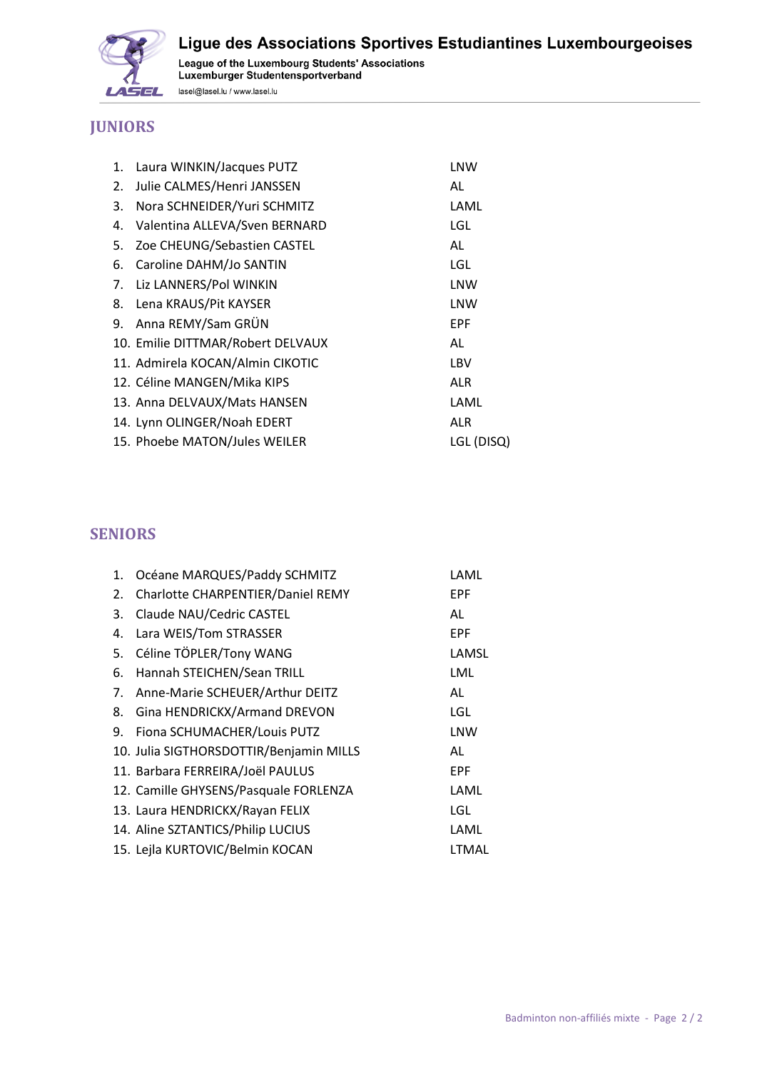## JUNIORS

| | | |
|---|---|---|
| 1. | Laura WINKIN/Jacques PUTZ | LNW |
| 2. | Julie CALMES/Henri JANSSEN | AL |
| 3. | Nora SCHNEIDER/Yuri SCHMITZ | LAML |
| 4. | Valentina ALLEVA/Sven BERNARD | LGL |
| 5. | Zoe CHEUNG/Sebastien CASTEL | AL |
| 6. | Caroline DAHM/Jo SANTIN | LGL |
| 7. | Liz LANNERS/Pol WINKIN | LNW |
| 8. | Lena KRAUS/Pit KAYSER | LNW |
| 9. | Anna REMY/Sam GRÜN | EPF |
| 10. | Emilie DITTMAR/Robert DELVAUX | AL |
| 11. | Admirela KOCAN/Almin CIKOTIC | LBV |
| 12. | Céline MANGEN/Mika KIPS | ALR |
| 13. | Anna DELVAUX/Mats HANSEN | LAML |
| 14. | Lynn OLINGER/Noah EDERT | ALR |
| 15. | Phoebe MATON/Jules WEILER | LGL (DISQ) |

## SENIORS

| | | |
|---|---|---|
| 1. | Océane MARQUES/Paddy SCHMITZ | LAML |
| 2. | Charlotte CHARPENTIER/Daniel REMY | EPF |
| 3. | Claude NAU/Cedric CASTEL | AL |
| 4. | Lara WEIS/Tom STRASSER | EPF |
| 5. | Céline TÖPLER/Tony WANG | LAMSL |
| 6. | Hannah STEICHEN/Sean TRILL | LML |
| 7. | Anne-Marie SCHEUER/Arthur DEITZ | AL |
| 8. | Gina HENDRICKX/Armand DREVON | LGL |
| 9. | Fiona SCHUMACHER/Louis PUTZ | LNW |
| 10. | Julia SIGTHORSDOTTIR/Benjamin MILLS | AL |
| 11. | Barbara FERREIRA/Joël PAULUS | EPF |
| 12. | Camille GHYSENS/Pasquale FORLENZA | LAML |
| 13. | Laura HENDRICKX/Rayan FELIX | LGL |
| 14. | Aline SZTANTICS/Philip LUCIUS | LAML |
| 15. | Lejla KURTOVIC/Belmin KOCAN | LTMAL |